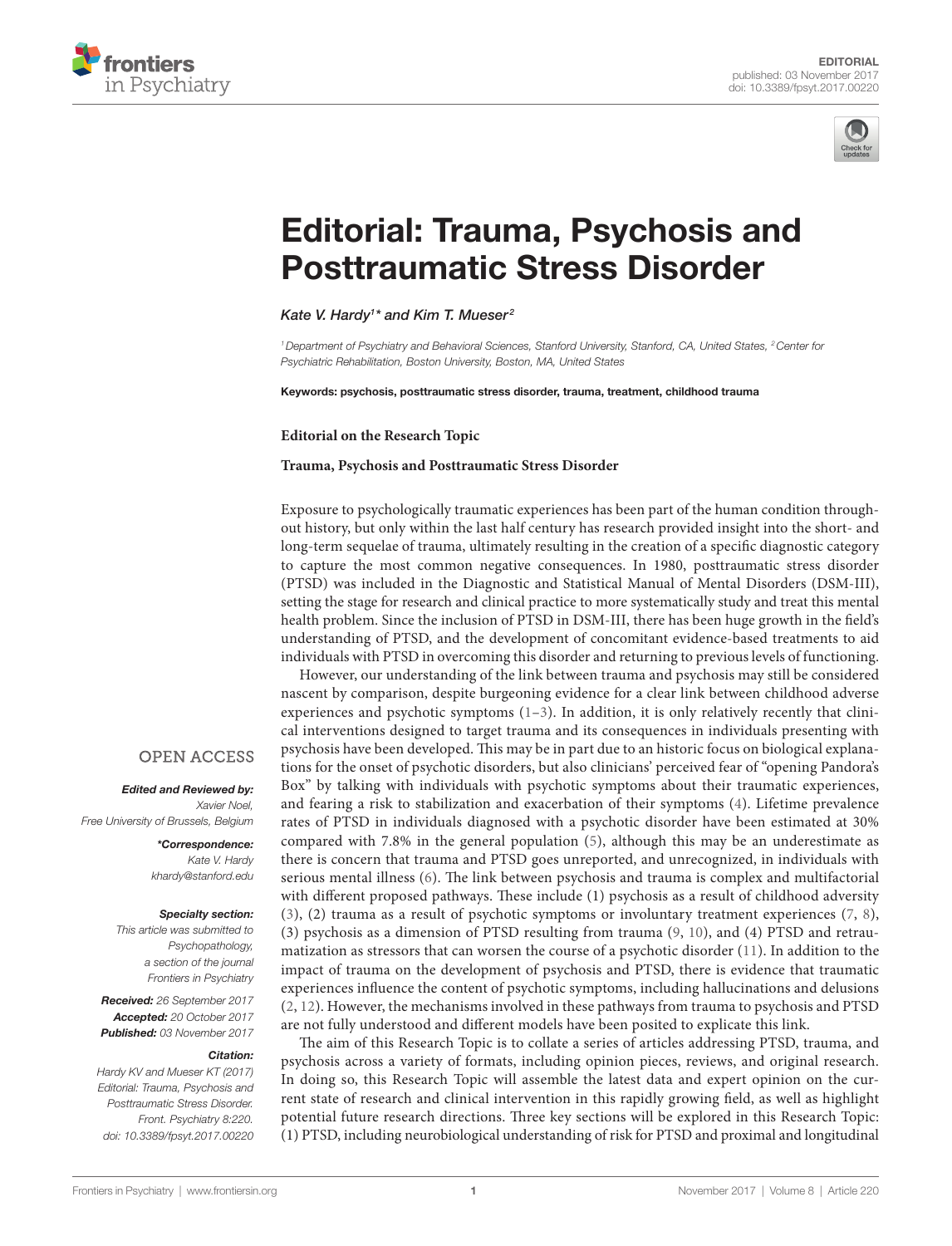EDITORIAL
published: 03 November 2017
doi: 10.3389/fpsyt.2017.00220

# Editorial: Trauma, Psychosis and Posttraumatic Stress Disorder

*Kate V. Hardy[1]* and Kim T. Mueser[2]*

[1] Department of Psychiatry and Behavioral Sciences, Stanford University, Stanford, CA, United States, [2] Center for Psychiatric Rehabilitation, Boston University, Boston, MA, United States

**Keywords: psychosis, posttraumatic stress disorder, trauma, treatment, childhood trauma**

**Editorial on the Research Topic**

**Trauma, Psychosis and Posttraumatic Stress Disorder**

Exposure to psychologically traumatic experiences has been part of the human condition throughout history, but only within the last half century has research provided insight into the short- and long-term sequelae of trauma, ultimately resulting in the creation of a specific diagnostic category to capture the most common negative consequences. In 1980, posttraumatic stress disorder (PTSD) was included in the Diagnostic and Statistical Manual of Mental Disorders (DSM-III), setting the stage for research and clinical practice to more systematically study and treat this mental health problem. Since the inclusion of PTSD in DSM-III, there has been huge growth in the field's understanding of PTSD, and the development of concomitant evidence-based treatments to aid individuals with PTSD in overcoming this disorder and returning to previous levels of functioning.

However, our understanding of the link between trauma and psychosis may still be considered nascent by comparison, despite burgeoning evidence for a clear link between childhood adverse experiences and psychotic symptoms (1–3). In addition, it is only relatively recently that clinical interventions designed to target trauma and its consequences in individuals presenting with psychosis have been developed. This may be in part due to an historic focus on biological explanations for the onset of psychotic disorders, but also clinicians' perceived fear of "opening Pandora's Box" by talking with individuals with psychotic symptoms about their traumatic experiences, and fearing a risk to stabilization and exacerbation of their symptoms (4). Lifetime prevalence rates of PTSD in individuals diagnosed with a psychotic disorder have been estimated at 30% compared with 7.8% in the general population (5), although this may be an underestimate as there is concern that trauma and PTSD goes unreported, and unrecognized, in individuals with serious mental illness (6). The link between psychosis and trauma is complex and multifactorial with different proposed pathways. These include (1) psychosis as a result of childhood adversity (3), (2) trauma as a result of psychotic symptoms or involuntary treatment experiences (7, 8), (3) psychosis as a dimension of PTSD resulting from trauma (9, 10), and (4) PTSD and retraumatization as stressors that can worsen the course of a psychotic disorder (11). In addition to the impact of trauma on the development of psychosis and PTSD, there is evidence that traumatic experiences influence the content of psychotic symptoms, including hallucinations and delusions (2, 12). However, the mechanisms involved in these pathways from trauma to psychosis and PTSD are not fully understood and different models have been posited to explicate this link.

The aim of this Research Topic is to collate a series of articles addressing PTSD, trauma, and psychosis across a variety of formats, including opinion pieces, reviews, and original research. In doing so, this Research Topic will assemble the latest data and expert opinion on the current state of research and clinical intervention in this rapidly growing field, as well as highlight potential future research directions. Three key sections will be explored in this Research Topic: (1) PTSD, including neurobiological understanding of risk for PTSD and proximal and longitudinal

OPEN ACCESS

***Edited and Reviewed by:***
*Xavier Noel, Free University of Brussels, Belgium*

***\*Correspondence:***
*Kate V. Hardy*
*khardy@stanford.edu*

***Specialty section:***
*This article was submitted to Psychopathology, a section of the journal Frontiers in Psychiatry*

***Received:*** *26 September 2017*
***Accepted:*** *20 October 2017*
***Published:*** *03 November 2017*

***Citation:***
*Hardy KV and Mueser KT (2017) Editorial: Trauma, Psychosis and Posttraumatic Stress Disorder. Front. Psychiatry 8:220. doi: 10.3389/fpsyt.2017.00220*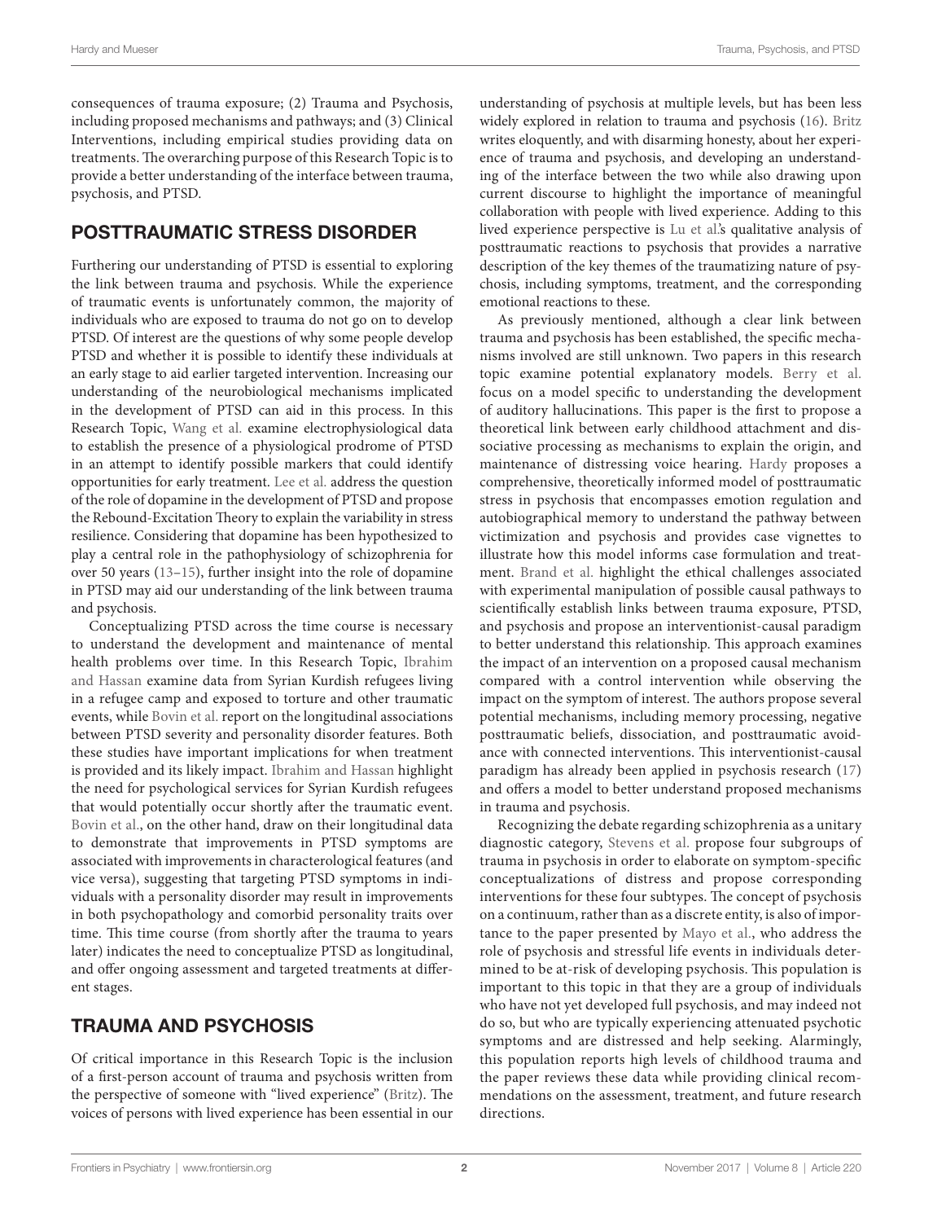consequences of trauma exposure; (2) Trauma and Psychosis, including proposed mechanisms and pathways; and (3) Clinical Interventions, including empirical studies providing data on treatments. The overarching purpose of this Research Topic is to provide a better understanding of the interface between trauma, psychosis, and PTSD.

## POSTTRAUMATIC STRESS DISORDER

Furthering our understanding of PTSD is essential to exploring the link between trauma and psychosis. While the experience of traumatic events is unfortunately common, the majority of individuals who are exposed to trauma do not go on to develop PTSD. Of interest are the questions of why some people develop PTSD and whether it is possible to identify these individuals at an early stage to aid earlier targeted intervention. Increasing our understanding of the neurobiological mechanisms implicated in the development of PTSD can aid in this process. In this Research Topic, Wang et al. examine electrophysiological data to establish the presence of a physiological prodrome of PTSD in an attempt to identify possible markers that could identify opportunities for early treatment. Lee et al. address the question of the role of dopamine in the development of PTSD and propose the Rebound-Excitation Theory to explain the variability in stress resilience. Considering that dopamine has been hypothesized to play a central role in the pathophysiology of schizophrenia for over 50 years (13–15), further insight into the role of dopamine in PTSD may aid our understanding of the link between trauma and psychosis.

Conceptualizing PTSD across the time course is necessary to understand the development and maintenance of mental health problems over time. In this Research Topic, Ibrahim and Hassan examine data from Syrian Kurdish refugees living in a refugee camp and exposed to torture and other traumatic events, while Bovin et al. report on the longitudinal associations between PTSD severity and personality disorder features. Both these studies have important implications for when treatment is provided and its likely impact. Ibrahim and Hassan highlight the need for psychological services for Syrian Kurdish refugees that would potentially occur shortly after the traumatic event. Bovin et al., on the other hand, draw on their longitudinal data to demonstrate that improvements in PTSD symptoms are associated with improvements in characterological features (and vice versa), suggesting that targeting PTSD symptoms in individuals with a personality disorder may result in improvements in both psychopathology and comorbid personality traits over time. This time course (from shortly after the trauma to years later) indicates the need to conceptualize PTSD as longitudinal, and offer ongoing assessment and targeted treatments at different stages.

## TRAUMA AND PSYCHOSIS

Of critical importance in this Research Topic is the inclusion of a first-person account of trauma and psychosis written from the perspective of someone with "lived experience" (Britz). The voices of persons with lived experience has been essential in our understanding of psychosis at multiple levels, but has been less widely explored in relation to trauma and psychosis (16). Britz writes eloquently, and with disarming honesty, about her experience of trauma and psychosis, and developing an understanding of the interface between the two while also drawing upon current discourse to highlight the importance of meaningful collaboration with people with lived experience. Adding to this lived experience perspective is Lu et al.'s qualitative analysis of posttraumatic reactions to psychosis that provides a narrative description of the key themes of the traumatizing nature of psychosis, including symptoms, treatment, and the corresponding emotional reactions to these.

As previously mentioned, although a clear link between trauma and psychosis has been established, the specific mechanisms involved are still unknown. Two papers in this research topic examine potential explanatory models. Berry et al. focus on a model specific to understanding the development of auditory hallucinations. This paper is the first to propose a theoretical link between early childhood attachment and dissociative processing as mechanisms to explain the origin, and maintenance of distressing voice hearing. Hardy proposes a comprehensive, theoretically informed model of posttraumatic stress in psychosis that encompasses emotion regulation and autobiographical memory to understand the pathway between victimization and psychosis and provides case vignettes to illustrate how this model informs case formulation and treatment. Brand et al. highlight the ethical challenges associated with experimental manipulation of possible causal pathways to scientifically establish links between trauma exposure, PTSD, and psychosis and propose an interventionist-causal paradigm to better understand this relationship. This approach examines the impact of an intervention on a proposed causal mechanism compared with a control intervention while observing the impact on the symptom of interest. The authors propose several potential mechanisms, including memory processing, negative posttraumatic beliefs, dissociation, and posttraumatic avoidance with connected interventions. This interventionist-causal paradigm has already been applied in psychosis research (17) and offers a model to better understand proposed mechanisms in trauma and psychosis.

Recognizing the debate regarding schizophrenia as a unitary diagnostic category, Stevens et al. propose four subgroups of trauma in psychosis in order to elaborate on symptom-specific conceptualizations of distress and propose corresponding interventions for these four subtypes. The concept of psychosis on a continuum, rather than as a discrete entity, is also of importance to the paper presented by Mayo et al., who address the role of psychosis and stressful life events in individuals determined to be at-risk of developing psychosis. This population is important to this topic in that they are a group of individuals who have not yet developed full psychosis, and may indeed not do so, but who are typically experiencing attenuated psychotic symptoms and are distressed and help seeking. Alarmingly, this population reports high levels of childhood trauma and the paper reviews these data while providing clinical recommendations on the assessment, treatment, and future research directions.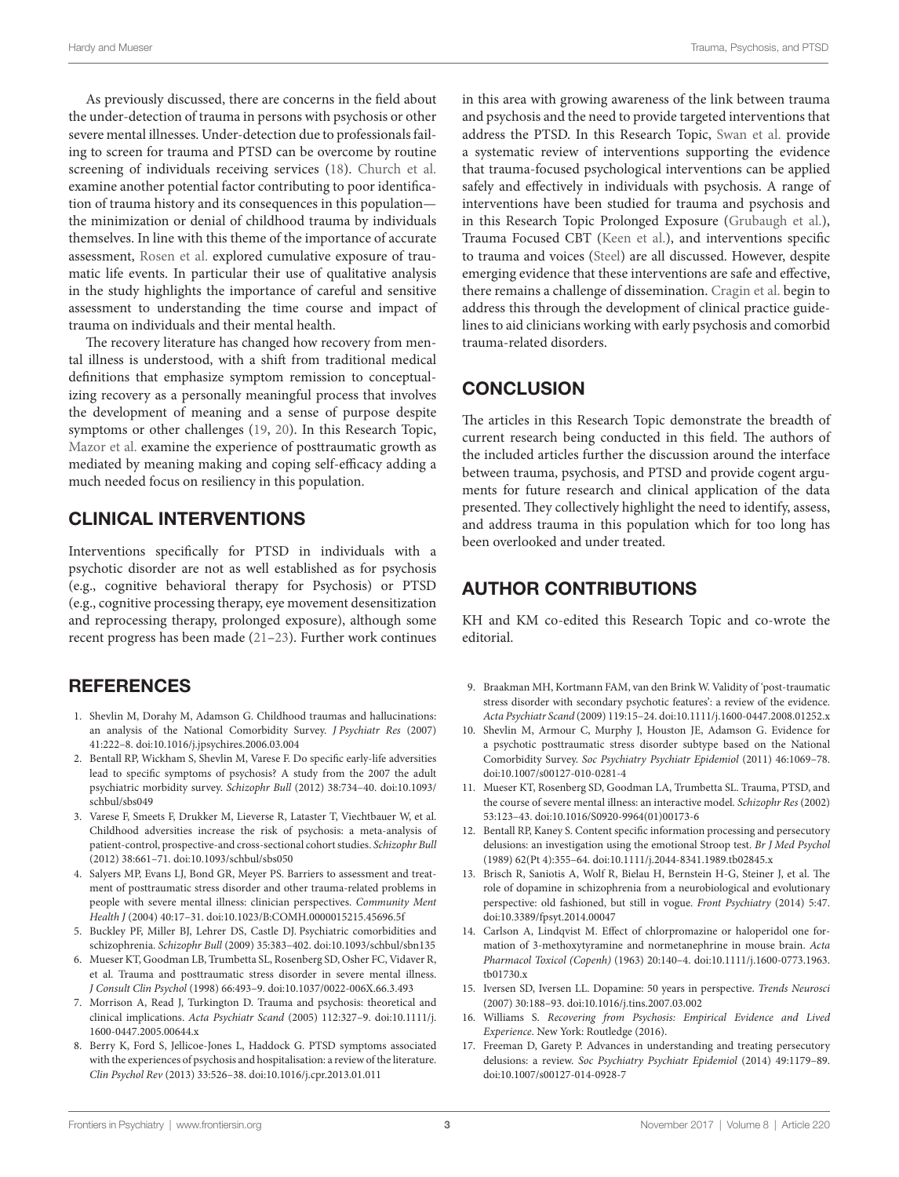As previously discussed, there are concerns in the field about the under-detection of trauma in persons with psychosis or other severe mental illnesses. Under-detection due to professionals failing to screen for trauma and PTSD can be overcome by routine screening of individuals receiving services (18). Church et al. examine another potential factor contributing to poor identification of trauma history and its consequences in this population—the minimization or denial of childhood trauma by individuals themselves. In line with this theme of the importance of accurate assessment, Rosen et al. explored cumulative exposure of traumatic life events. In particular their use of qualitative analysis in the study highlights the importance of careful and sensitive assessment to understanding the time course and impact of trauma on individuals and their mental health.

The recovery literature has changed how recovery from mental illness is understood, with a shift from traditional medical definitions that emphasize symptom remission to conceptualizing recovery as a personally meaningful process that involves the development of meaning and a sense of purpose despite symptoms or other challenges (19, 20). In this Research Topic, Mazor et al. examine the experience of posttraumatic growth as mediated by meaning making and coping self-efficacy adding a much needed focus on resiliency in this population.

## CLINICAL INTERVENTIONS

Interventions specifically for PTSD in individuals with a psychotic disorder are not as well established as for psychosis (e.g., cognitive behavioral therapy for Psychosis) or PTSD (e.g., cognitive processing therapy, eye movement desensitization and reprocessing therapy, prolonged exposure), although some recent progress has been made (21–23). Further work continues in this area with growing awareness of the link between trauma and psychosis and the need to provide targeted interventions that address the PTSD. In this Research Topic, Swan et al. provide a systematic review of interventions supporting the evidence that trauma-focused psychological interventions can be applied safely and effectively in individuals with psychosis. A range of interventions have been studied for trauma and psychosis and in this Research Topic Prolonged Exposure (Grubaugh et al.), Trauma Focused CBT (Keen et al.), and interventions specific to trauma and voices (Steel) are all discussed. However, despite emerging evidence that these interventions are safe and effective, there remains a challenge of dissemination. Cragin et al. begin to address this through the development of clinical practice guidelines to aid clinicians working with early psychosis and comorbid trauma-related disorders.

## CONCLUSION

The articles in this Research Topic demonstrate the breadth of current research being conducted in this field. The authors of the included articles further the discussion around the interface between trauma, psychosis, and PTSD and provide cogent arguments for future research and clinical application of the data presented. They collectively highlight the need to identify, assess, and address trauma in this population which for too long has been overlooked and under treated.

## AUTHOR CONTRIBUTIONS

KH and KM co-edited this Research Topic and co-wrote the editorial.

## REFERENCES

1. Shevlin M, Dorahy M, Adamson G. Childhood traumas and hallucinations: an analysis of the National Comorbidity Survey. *J Psychiatr Res* (2007) 41:222–8. doi:10.1016/j.jpsychires.2006.03.004
2. Bentall RP, Wickham S, Shevlin M, Varese F. Do specific early-life adversities lead to specific symptoms of psychosis? A study from the 2007 the adult psychiatric morbidity survey. *Schizophr Bull* (2012) 38:734–40. doi:10.1093/schbul/sbs049
3. Varese F, Smeets F, Drukker M, Lieverse R, Lataster T, Viechtbauer W, et al. Childhood adversities increase the risk of psychosis: a meta-analysis of patient-control, prospective-and cross-sectional cohort studies. *Schizophr Bull* (2012) 38:661–71. doi:10.1093/schbul/sbs050
4. Salyers MP, Evans LJ, Bond GR, Meyer PS. Barriers to assessment and treatment of posttraumatic stress disorder and other trauma-related problems in people with severe mental illness: clinician perspectives. *Community Ment Health J* (2004) 40:17–31. doi:10.1023/B:COMH.0000015215.45696.5f
5. Buckley PF, Miller BJ, Lehrer DS, Castle DJ. Psychiatric comorbidities and schizophrenia. *Schizophr Bull* (2009) 35:383–402. doi:10.1093/schbul/sbn135
6. Mueser KT, Goodman LB, Trumbetta SL, Rosenberg SD, Osher FC, Vidaver R, et al. Trauma and posttraumatic stress disorder in severe mental illness. *J Consult Clin Psychol* (1998) 66:493–9. doi:10.1037/0022-006X.66.3.493
7. Morrison A, Read J, Turkington D. Trauma and psychosis: theoretical and clinical implications. *Acta Psychiatr Scand* (2005) 112:327–9. doi:10.1111/j.1600-0447.2005.00644.x
8. Berry K, Ford S, Jellicoe-Jones L, Haddock G. PTSD symptoms associated with the experiences of psychosis and hospitalisation: a review of the literature. *Clin Psychol Rev* (2013) 33:526–38. doi:10.1016/j.cpr.2013.01.011
9. Braakman MH, Kortmann FAM, van den Brink W. Validity of 'post-traumatic stress disorder with secondary psychotic features': a review of the evidence. *Acta Psychiatr Scand* (2009) 119:15–24. doi:10.1111/j.1600-0447.2008.01252.x
10. Shevlin M, Armour C, Murphy J, Houston JE, Adamson G. Evidence for a psychotic posttraumatic stress disorder subtype based on the National Comorbidity Survey. *Soc Psychiatry Psychiatr Epidemiol* (2011) 46:1069–78. doi:10.1007/s00127-010-0281-4
11. Mueser KT, Rosenberg SD, Goodman LA, Trumbetta SL. Trauma, PTSD, and the course of severe mental illness: an interactive model. *Schizophr Res* (2002) 53:123–43. doi:10.1016/S0920-9964(01)00173-6
12. Bentall RP, Kaney S. Content specific information processing and persecutory delusions: an investigation using the emotional Stroop test. *Br J Med Psychol* (1989) 62(Pt 4):355–64. doi:10.1111/j.2044-8341.1989.tb02845.x
13. Brisch R, Saniotis A, Wolf R, Bielau H, Bernstein H-G, Steiner J, et al. The role of dopamine in schizophrenia from a neurobiological and evolutionary perspective: old fashioned, but still in vogue. *Front Psychiatry* (2014) 5:47. doi:10.3389/fpsyt.2014.00047
14. Carlson A, Lindqvist M. Effect of chlorpromazine or haloperidol one formation of 3-methoxytyramine and normetanephrine in mouse brain. *Acta Pharmacol Toxicol (Copenh)* (1963) 20:140–4. doi:10.1111/j.1600-0773.1963.tb01730.x
15. Iversen SD, Iversen LL. Dopamine: 50 years in perspective. *Trends Neurosci* (2007) 30:188–93. doi:10.1016/j.tins.2007.03.002
16. Williams S. *Recovering from Psychosis: Empirical Evidence and Lived Experience*. New York: Routledge (2016).
17. Freeman D, Garety P. Advances in understanding and treating persecutory delusions: a review. *Soc Psychiatry Psychiatr Epidemiol* (2014) 49:1179–89. doi:10.1007/s00127-014-0928-7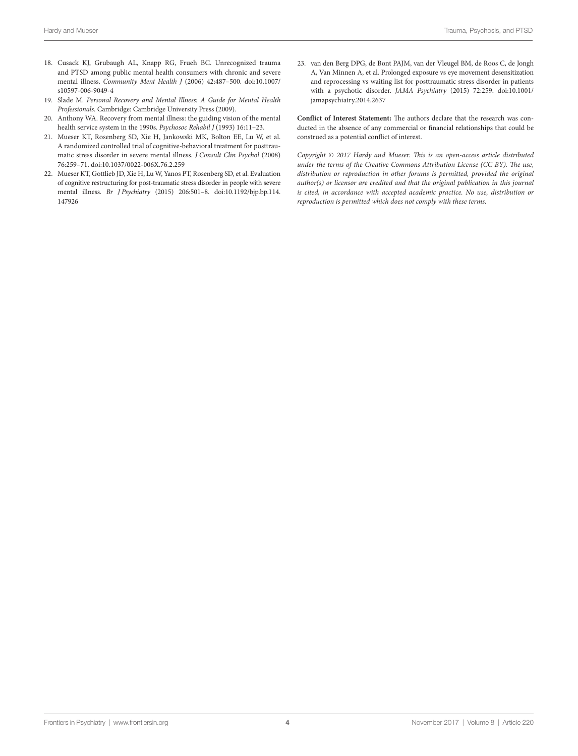18. Cusack KJ, Grubaugh AL, Knapp RG, Frueh BC. Unrecognized trauma and PTSD among public mental health consumers with chronic and severe mental illness. *Community Ment Health J* (2006) 42:487–500. doi:10.1007/s10597-006-9049-4
19. Slade M. *Personal Recovery and Mental Illness: A Guide for Mental Health Professionals*. Cambridge: Cambridge University Press (2009).
20. Anthony WA. Recovery from mental illness: the guiding vision of the mental health service system in the 1990s. *Psychosoc Rehabil J* (1993) 16:11–23.
21. Mueser KT, Rosenberg SD, Xie H, Jankowski MK, Bolton EE, Lu W, et al. A randomized controlled trial of cognitive-behavioral treatment for posttraumatic stress disorder in severe mental illness. *J Consult Clin Psychol* (2008) 76:259–71. doi:10.1037/0022-006X.76.2.259
22. Mueser KT, Gottlieb JD, Xie H, Lu W, Yanos PT, Rosenberg SD, et al. Evaluation of cognitive restructuring for post-traumatic stress disorder in people with severe mental illness. *Br J Psychiatry* (2015) 206:501–8. doi:10.1192/bjp.bp.114.147926
23. van den Berg DPG, de Bont PAJM, van der Vleugel BM, de Roos C, de Jongh A, Van Minnen A, et al. Prolonged exposure vs eye movement desensitization and reprocessing vs waiting list for posttraumatic stress disorder in patients with a psychotic disorder. *JAMA Psychiatry* (2015) 72:259. doi:10.1001/jamapsychiatry.2014.2637

**Conflict of Interest Statement:** The authors declare that the research was conducted in the absence of any commercial or financial relationships that could be construed as a potential conflict of interest.

*Copyright © 2017 Hardy and Mueser. This is an open-access article distributed under the terms of the Creative Commons Attribution License (CC BY). The use, distribution or reproduction in other forums is permitted, provided the original author(s) or licensor are credited and that the original publication in this journal is cited, in accordance with accepted academic practice. No use, distribution or reproduction is permitted which does not comply with these terms.*